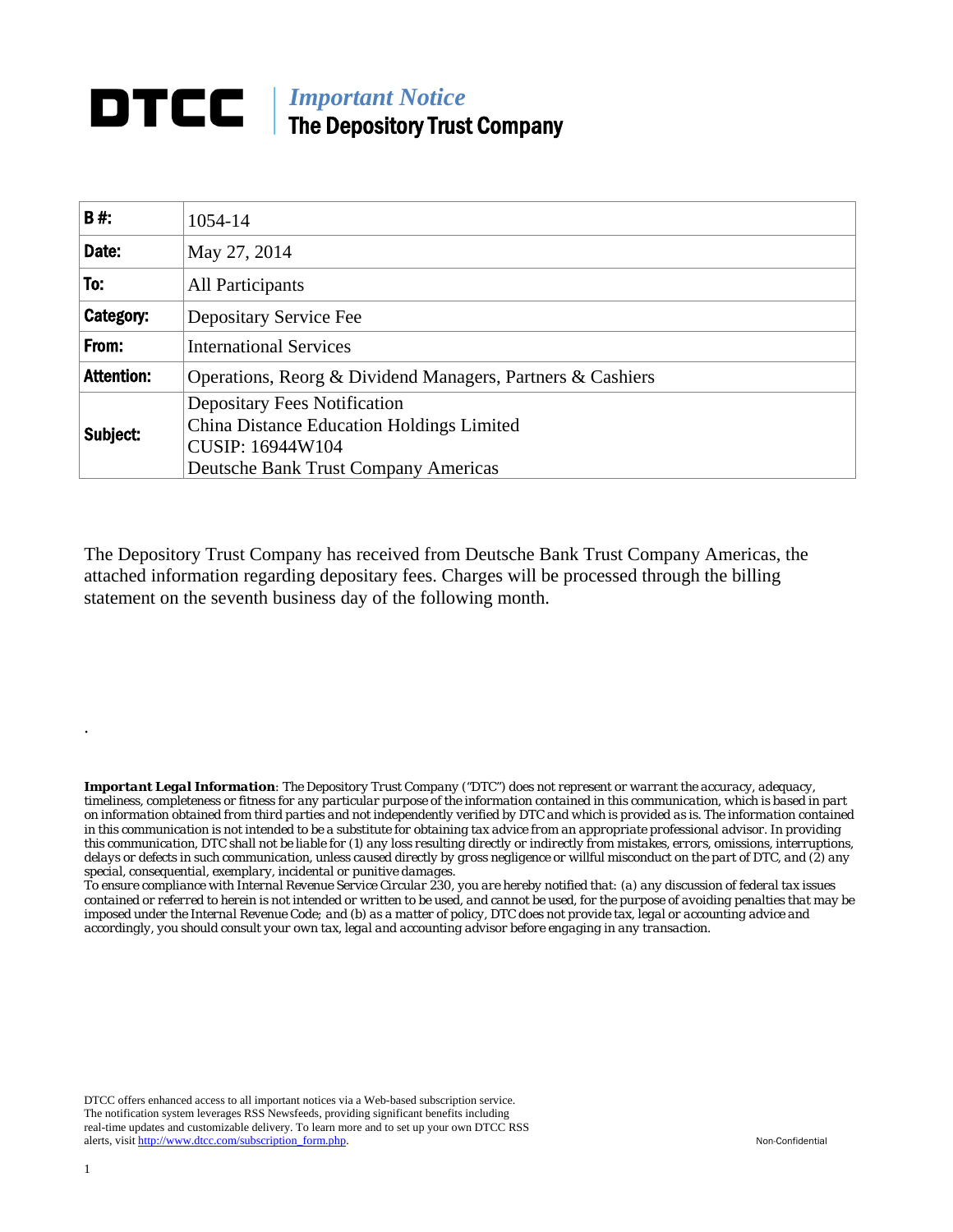# DTCC | *Important Notice*
## The Depository Trust Company

| B #: | 1054-14 |
|---|---|
| Date: | May 27, 2014 |
| To: | All Participants |
| Category: | Depositary Service Fee |
| From: | International Services |
| Attention: | Operations, Reorg & Dividend Managers, Partners & Cashiers |
| Subject: | Depositary Fees Notification<br>China Distance Education Holdings Limited<br>CUSIP: 16944W104<br>Deutsche Bank Trust Company Americas |

The Depository Trust Company has received from Deutsche Bank Trust Company Americas, the attached information regarding depositary fees. Charges will be processed through the billing statement on the seventh business day of the following month.

.

***Important Legal Information****: The Depository Trust Company ("DTC") does not represent or warrant the accuracy, adequacy, timeliness, completeness or fitness for any particular purpose of the information contained in this communication, which is based in part on information obtained from third parties and not independently verified by DTC and which is provided as is. The information contained in this communication is not intended to be a substitute for obtaining tax advice from an appropriate professional advisor. In providing this communication, DTC shall not be liable for (1) any loss resulting directly or indirectly from mistakes, errors, omissions, interruptions, delays or defects in such communication, unless caused directly by gross negligence or willful misconduct on the part of DTC, and (2) any special, consequential, exemplary, incidental or punitive damages.*
*To ensure compliance with Internal Revenue Service Circular 230, you are hereby notified that: (a) any discussion of federal tax issues contained or referred to herein is not intended or written to be used, and cannot be used, for the purpose of avoiding penalties that may be imposed under the Internal Revenue Code; and (b) as a matter of policy, DTC does not provide tax, legal or accounting advice and accordingly, you should consult your own tax, legal and accounting advisor before engaging in any transaction.*

DTCC offers enhanced access to all important notices via a Web-based subscription service. The notification system leverages RSS Newsfeeds, providing significant benefits including real-time updates and customizable delivery. To learn more and to set up your own DTCC RSS alerts, visit http://www.dtcc.com/subscription_form.php.

Non-Confidential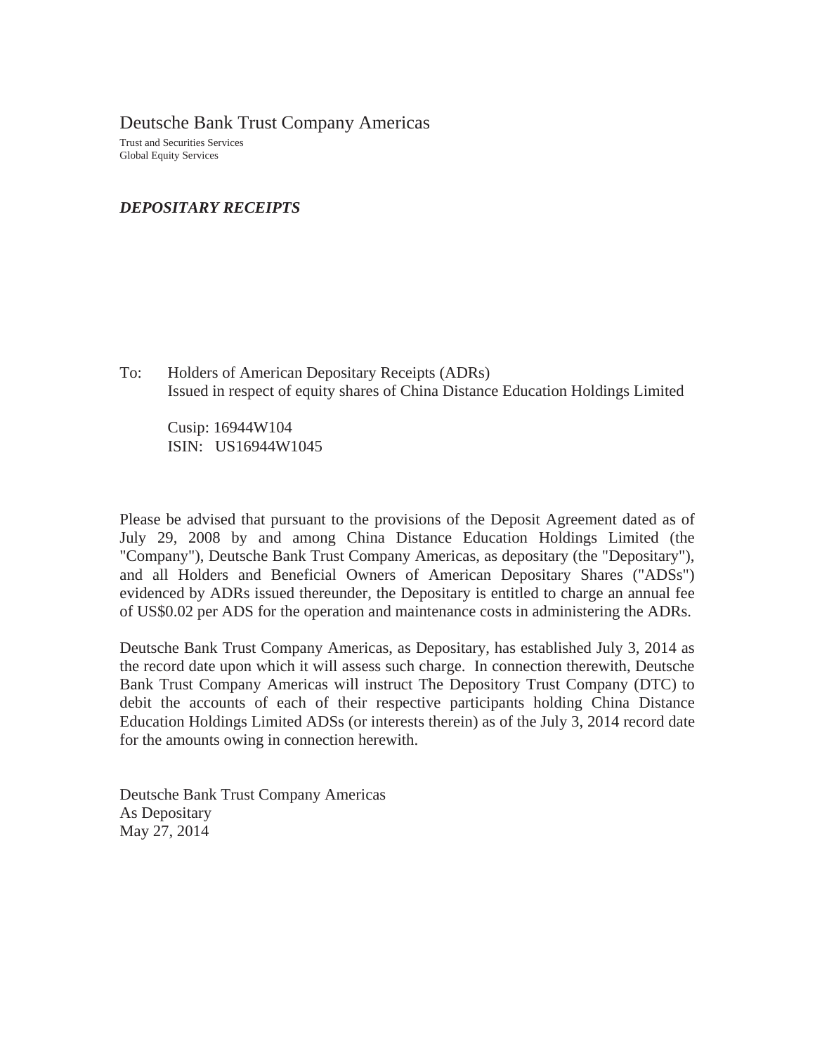# Deutsche Bank Trust Company Americas

Trust and Securities Services
Global Equity Services

***DEPOSITARY RECEIPTS***

To: Holders of American Depositary Receipts (ADRs)
Issued in respect of equity shares of China Distance Education Holdings Limited

Cusip: 16944W104
ISIN: US16944W1045

Please be advised that pursuant to the provisions of the Deposit Agreement dated as of July 29, 2008 by and among China Distance Education Holdings Limited (the "Company"), Deutsche Bank Trust Company Americas, as depositary (the "Depositary"), and all Holders and Beneficial Owners of American Depositary Shares ("ADSs") evidenced by ADRs issued thereunder, the Depositary is entitled to charge an annual fee of US$0.02 per ADS for the operation and maintenance costs in administering the ADRs.

Deutsche Bank Trust Company Americas, as Depositary, has established July 3, 2014 as the record date upon which it will assess such charge. In connection therewith, Deutsche Bank Trust Company Americas will instruct The Depository Trust Company (DTC) to debit the accounts of each of their respective participants holding China Distance Education Holdings Limited ADSs (or interests therein) as of the July 3, 2014 record date for the amounts owing in connection herewith.

Deutsche Bank Trust Company Americas
As Depositary
May 27, 2014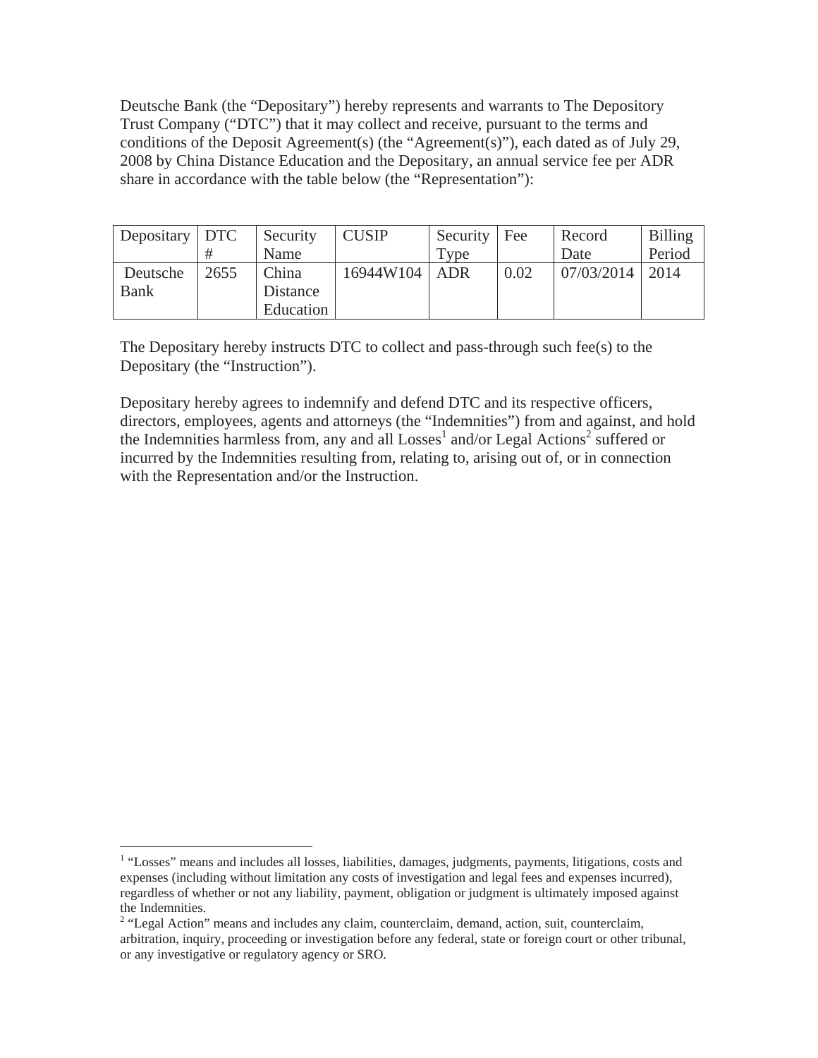Deutsche Bank (the "Depositary") hereby represents and warrants to The Depository Trust Company ("DTC") that it may collect and receive, pursuant to the terms and conditions of the Deposit Agreement(s) (the "Agreement(s)"), each dated as of July 29, 2008 by China Distance Education and the Depositary, an annual service fee per ADR share in accordance with the table below (the "Representation"):

| Depositary | DTC # | Security Name | CUSIP | Security Type | Fee | Record Date | Billing Period |
|---|---|---|---|---|---|---|---|
| Deutsche Bank | 2655 | China Distance Education | 16944W104 | ADR | 0.02 | 07/03/2014 | 2014 |

The Depositary hereby instructs DTC to collect and pass-through such fee(s) to the Depositary (the "Instruction").

Depositary hereby agrees to indemnify and defend DTC and its respective officers, directors, employees, agents and attorneys (the "Indemnities") from and against, and hold the Indemnities harmless from, any and all Losses[1] and/or Legal Actions[2] suffered or incurred by the Indemnities resulting from, relating to, arising out of, or in connection with the Representation and/or the Instruction.

[1] "Losses" means and includes all losses, liabilities, damages, judgments, payments, litigations, costs and expenses (including without limitation any costs of investigation and legal fees and expenses incurred), regardless of whether or not any liability, payment, obligation or judgment is ultimately imposed against the Indemnities.

[2] "Legal Action" means and includes any claim, counterclaim, demand, action, suit, counterclaim, arbitration, inquiry, proceeding or investigation before any federal, state or foreign court or other tribunal, or any investigative or regulatory agency or SRO.